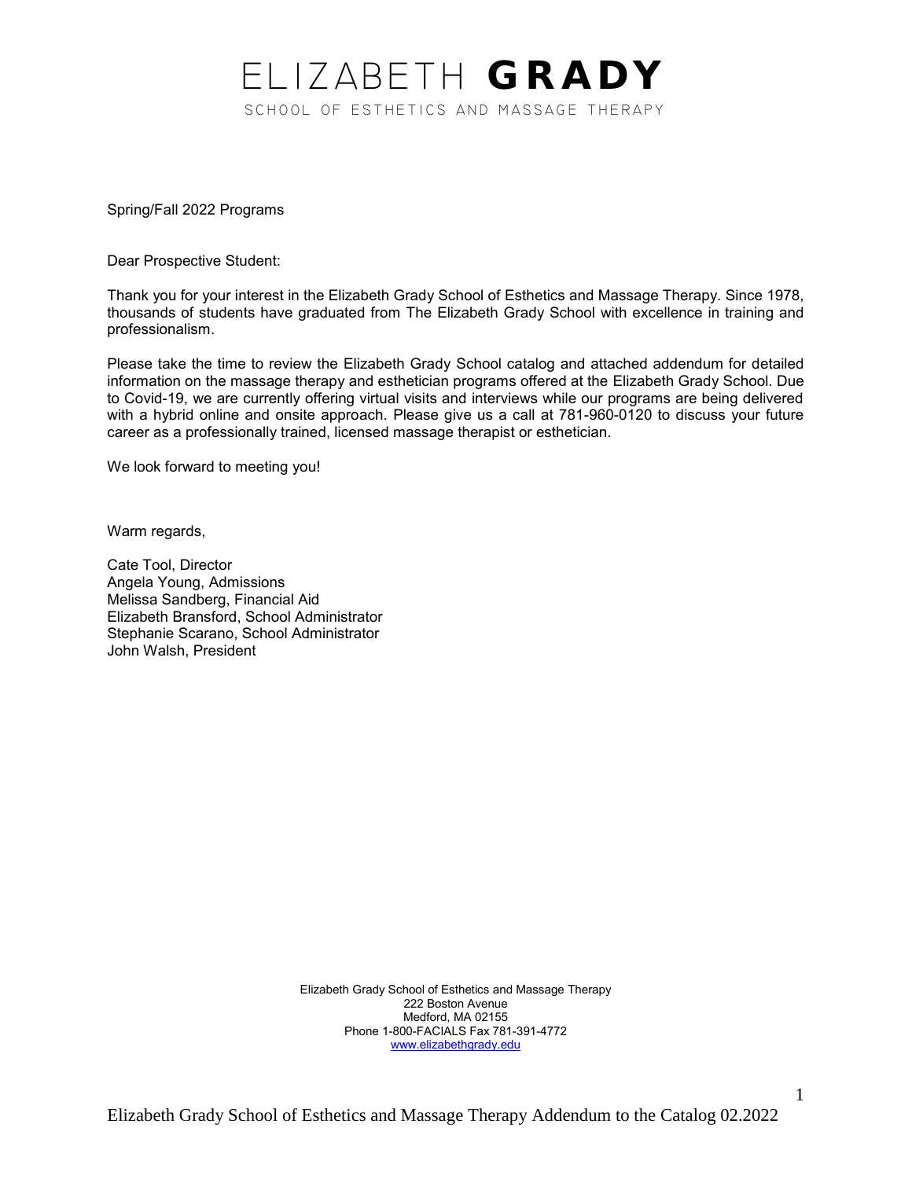# ELIZABETH GRADY

SCHOOL OF ESTHETICS AND MASSAGE THERAPY

Spring/Fall 2022 Programs

Dear Prospective Student:

Thank you for your interest in the Elizabeth Grady School of Esthetics and Massage Therapy. Since 1978, thousands of students have graduated from The Elizabeth Grady School with excellence in training and professionalism.

Please take the time to review the Elizabeth Grady School catalog and attached addendum for detailed information on the massage therapy and esthetician programs offered at the Elizabeth Grady School. Due to Covid-19, we are currently offering virtual visits and interviews while our programs are being delivered with a hybrid online and onsite approach. Please give us a call at 781-960-0120 to discuss your future career as a professionally trained, licensed massage therapist or esthetician.

We look forward to meeting you!

Warm regards,

Cate Tool, Director
Angela Young, Admissions
Melissa Sandberg, Financial Aid
Elizabeth Bransford, School Administrator
Stephanie Scarano, School Administrator
John Walsh, President

Elizabeth Grady School of Esthetics and Massage Therapy
222 Boston Avenue
Medford, MA 02155
Phone 1-800-FACIALS Fax 781-391-4772
[www.elizabethgrady.edu](http://www.elizabethgrady.edu)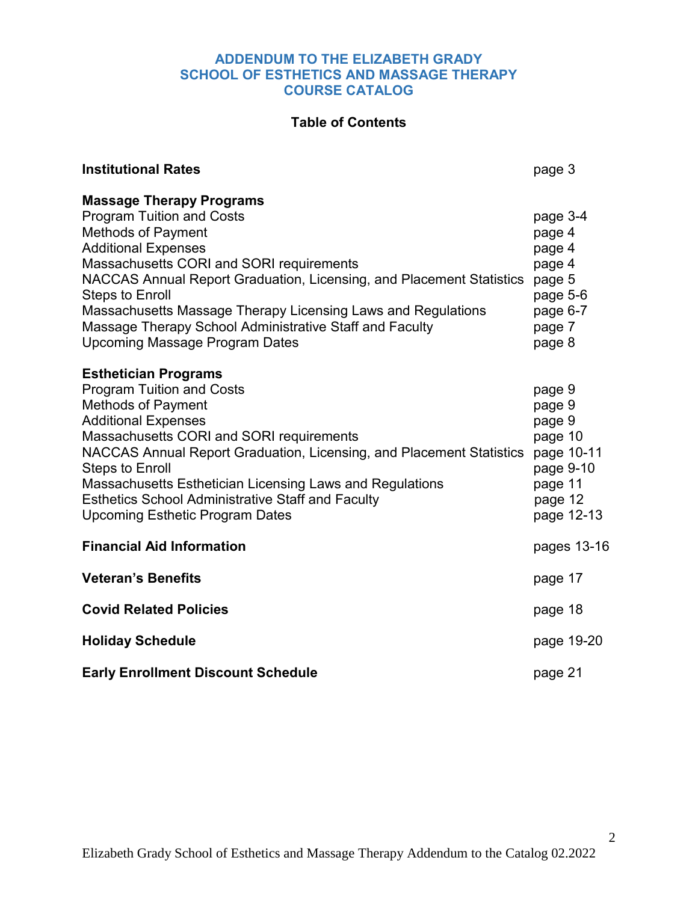# ADDENDUM TO THE ELIZABETH GRADY SCHOOL OF ESTHETICS AND MASSAGE THERAPY COURSE CATALOG

## Table of Contents

| | |
|---|---|
| **Institutional Rates** | page 3 |
| **Massage Therapy Programs** | |
| Program Tuition and Costs | page 3-4 |
| Methods of Payment | page 4 |
| Additional Expenses | page 4 |
| Massachusetts CORI and SORI requirements | page 4 |
| NACCAS Annual Report Graduation, Licensing, and Placement Statistics | page 5 |
| Steps to Enroll | page 5-6 |
| Massachusetts Massage Therapy Licensing Laws and Regulations | page 6-7 |
| Massage Therapy School Administrative Staff and Faculty | page 7 |
| Upcoming Massage Program Dates | page 8 |
| **Esthetician Programs** | |
| Program Tuition and Costs | page 9 |
| Methods of Payment | page 9 |
| Additional Expenses | page 9 |
| Massachusetts CORI and SORI requirements | page 10 |
| NACCAS Annual Report Graduation, Licensing, and Placement Statistics | page 10-11 |
| Steps to Enroll | page 9-10 |
| Massachusetts Esthetician Licensing Laws and Regulations | page 11 |
| Esthetics School Administrative Staff and Faculty | page 12 |
| Upcoming Esthetic Program Dates | page 12-13 |
| **Financial Aid Information** | pages 13-16 |
| **Veteran's Benefits** | page 17 |
| **Covid Related Policies** | page 18 |
| **Holiday Schedule** | page 19-20 |
| **Early Enrollment Discount Schedule** | page 21 |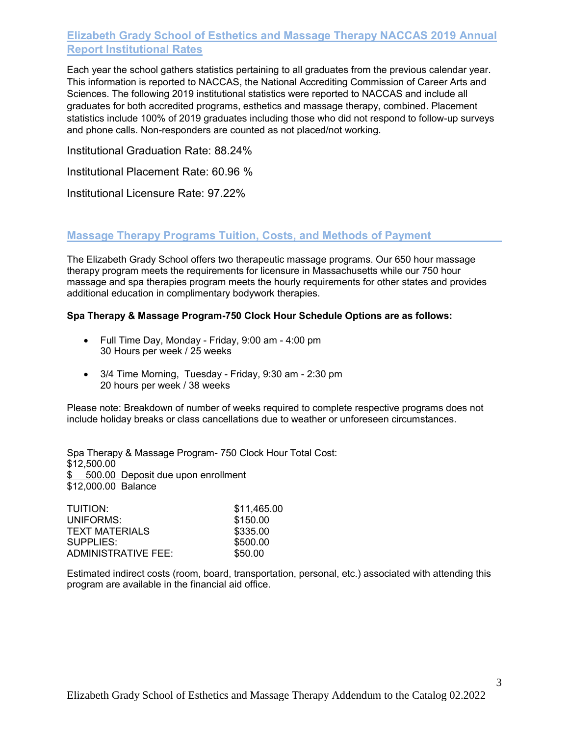## Elizabeth Grady School of Esthetics and Massage Therapy NACCAS 2019 Annual Report Institutional Rates

Each year the school gathers statistics pertaining to all graduates from the previous calendar year. This information is reported to NACCAS, the National Accrediting Commission of Career Arts and Sciences. The following 2019 institutional statistics were reported to NACCAS and include all graduates for both accredited programs, esthetics and massage therapy, combined. Placement statistics include 100% of 2019 graduates including those who did not respond to follow-up surveys and phone calls. Non-responders are counted as not placed/not working.

Institutional Graduation Rate: 88.24%

Institutional Placement Rate: 60.96 %

Institutional Licensure Rate: 97.22%

## Massage Therapy Programs Tuition, Costs, and Methods of Payment

The Elizabeth Grady School offers two therapeutic massage programs. Our 650 hour massage therapy program meets the requirements for licensure in Massachusetts while our 750 hour massage and spa therapies program meets the hourly requirements for other states and provides additional education in complimentary bodywork therapies.

**Spa Therapy & Massage Program-750 Clock Hour Schedule Options are as follows:**

- Full Time Day, Monday - Friday, 9:00 am - 4:00 pm
  30 Hours per week / 25 weeks
- 3/4 Time Morning, Tuesday - Friday, 9:30 am - 2:30 pm
  20 hours per week / 38 weeks

Please note: Breakdown of number of weeks required to complete respective programs does not include holiday breaks or class cancellations due to weather or unforeseen circumstances.

Spa Therapy & Massage Program- 750 Clock Hour Total Cost:
$12,500.00
$ 500.00 Deposit due upon enrollment
$12,000.00 Balance

| | |
|---|---|
| TUITION: | $11,465.00 |
| UNIFORMS: | $150.00 |
| TEXT MATERIALS | $335.00 |
| SUPPLIES: | $500.00 |
| ADMINISTRATIVE FEE: | $50.00 |

Estimated indirect costs (room, board, transportation, personal, etc.) associated with attending this program are available in the financial aid office.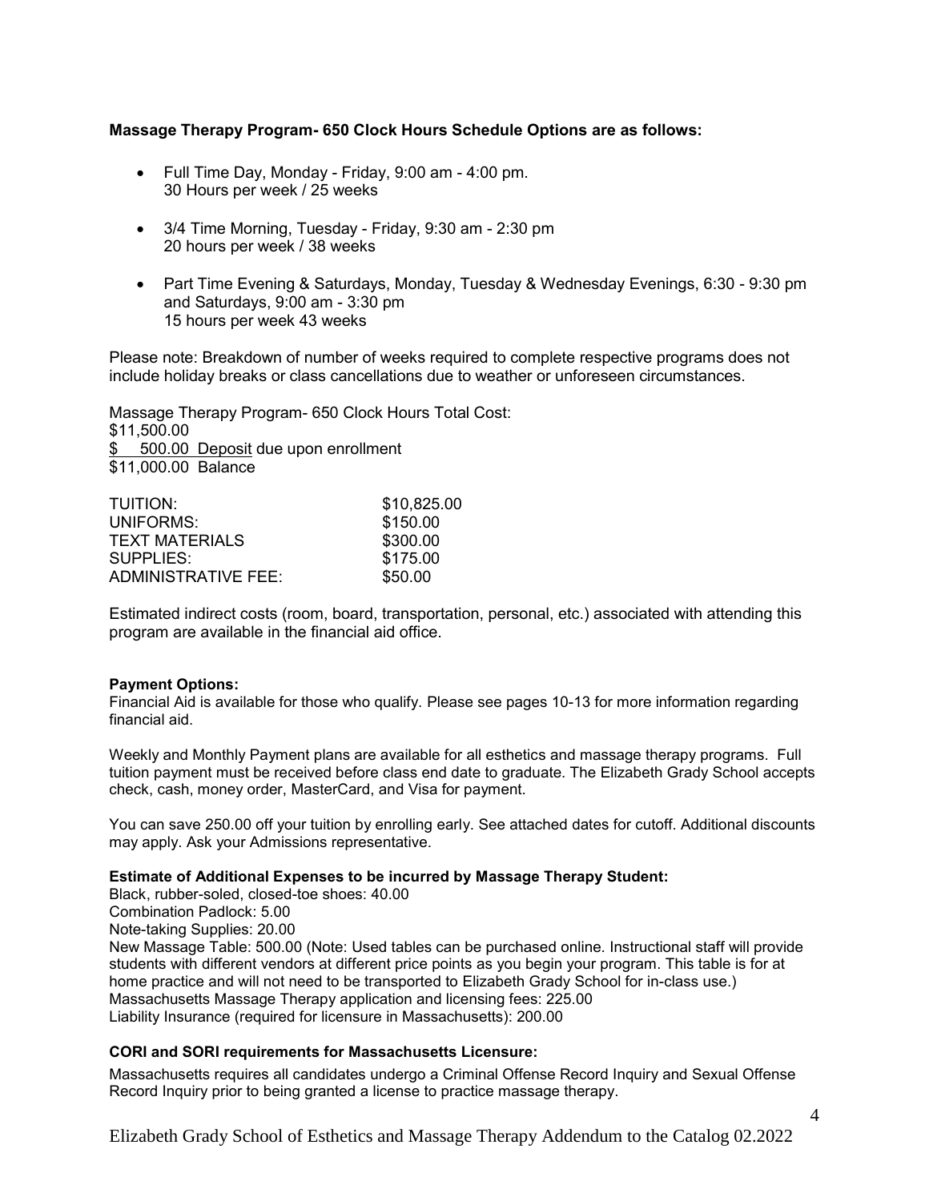**Massage Therapy Program- 650 Clock Hours Schedule Options are as follows:**

- Full Time Day, Monday - Friday, 9:00 am - 4:00 pm.
  30 Hours per week / 25 weeks
- 3/4 Time Morning, Tuesday - Friday, 9:30 am - 2:30 pm
  20 hours per week / 38 weeks
- Part Time Evening & Saturdays, Monday, Tuesday & Wednesday Evenings, 6:30 - 9:30 pm and Saturdays, 9:00 am - 3:30 pm
  15 hours per week 43 weeks

Please note: Breakdown of number of weeks required to complete respective programs does not include holiday breaks or class cancellations due to weather or unforeseen circumstances.

Massage Therapy Program- 650 Clock Hours Total Cost:
$11,500.00
$ 500.00 Deposit due upon enrollment
$11,000.00 Balance

| | |
|---|---|
| TUITION: | $10,825.00 |
| UNIFORMS: | $150.00 |
| TEXT MATERIALS | $300.00 |
| SUPPLIES: | $175.00 |
| ADMINISTRATIVE FEE: | $50.00 |

Estimated indirect costs (room, board, transportation, personal, etc.) associated with attending this program are available in the financial aid office.

**Payment Options:**
Financial Aid is available for those who qualify. Please see pages 10-13 for more information regarding financial aid.

Weekly and Monthly Payment plans are available for all esthetics and massage therapy programs. Full tuition payment must be received before class end date to graduate. The Elizabeth Grady School accepts check, cash, money order, MasterCard, and Visa for payment.

You can save 250.00 off your tuition by enrolling early. See attached dates for cutoff. Additional discounts may apply. Ask your Admissions representative.

**Estimate of Additional Expenses to be incurred by Massage Therapy Student:**
Black, rubber-soled, closed-toe shoes: 40.00
Combination Padlock: 5.00
Note-taking Supplies: 20.00
New Massage Table: 500.00 (Note: Used tables can be purchased online. Instructional staff will provide students with different vendors at different price points as you begin your program. This table is for at home practice and will not need to be transported to Elizabeth Grady School for in-class use.)
Massachusetts Massage Therapy application and licensing fees: 225.00
Liability Insurance (required for licensure in Massachusetts): 200.00

**CORI and SORI requirements for Massachusetts Licensure:**

Massachusetts requires all candidates undergo a Criminal Offense Record Inquiry and Sexual Offense Record Inquiry prior to being granted a license to practice massage therapy.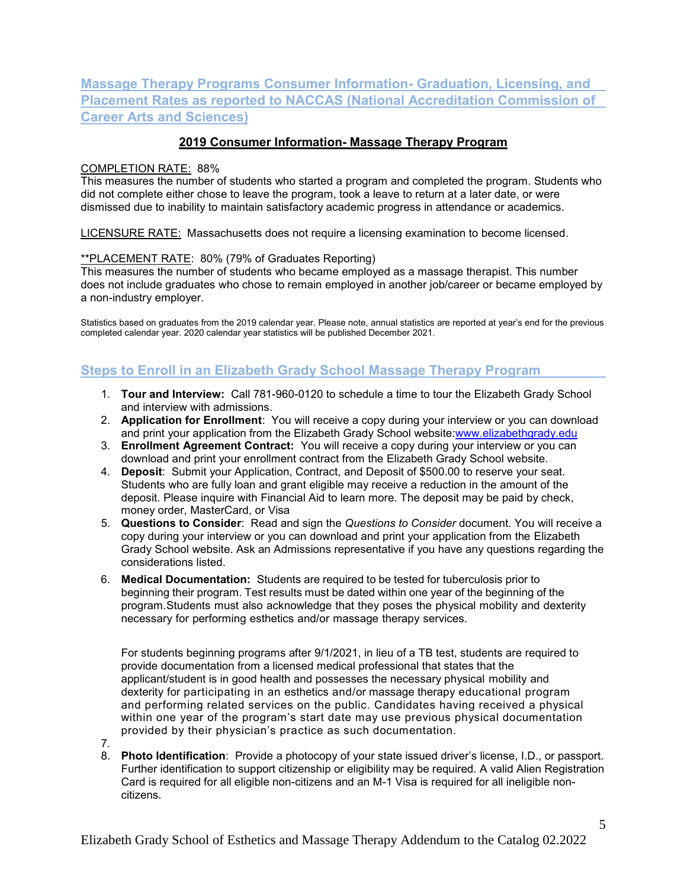## Massage Therapy Programs Consumer Information- Graduation, Licensing, and Placement Rates as reported to NACCAS (National Accreditation Commission of Career Arts and Sciences)

### 2019 Consumer Information- Massage Therapy Program

COMPLETION RATE: 88%
This measures the number of students who started a program and completed the program. Students who did not complete either chose to leave the program, took a leave to return at a later date, or were dismissed due to inability to maintain satisfactory academic progress in attendance or academics.

LICENSURE RATE: Massachusetts does not require a licensing examination to become licensed.

**PLACEMENT RATE: 80% (79% of Graduates Reporting)
This measures the number of students who became employed as a massage therapist. This number does not include graduates who chose to remain employed in another job/career or became employed by a non-industry employer.

Statistics based on graduates from the 2019 calendar year. Please note, annual statistics are reported at year's end for the previous completed calendar year. 2020 calendar year statistics will be published December 2021.

## Steps to Enroll in an Elizabeth Grady School Massage Therapy Program

1. **Tour and Interview:** Call 781-960-0120 to schedule a time to tour the Elizabeth Grady School and interview with admissions.
2. **Application for Enrollment**: You will receive a copy during your interview or you can download and print your application from the Elizabeth Grady School website:www.elizabethgrady.edu
3. **Enrollment Agreement Contract:** You will receive a copy during your interview or you can download and print your enrollment contract from the Elizabeth Grady School website.
4. **Deposit**: Submit your Application, Contract, and Deposit of $500.00 to reserve your seat. Students who are fully loan and grant eligible may receive a reduction in the amount of the deposit. Please inquire with Financial Aid to learn more. The deposit may be paid by check, money order, MasterCard, or Visa
5. **Questions to Consider**: Read and sign the *Questions to Consider* document. You will receive a copy during your interview or you can download and print your application from the Elizabeth Grady School website. Ask an Admissions representative if you have any questions regarding the considerations listed.
6. **Medical Documentation:** Students are required to be tested for tuberculosis prior to beginning their program. Test results must be dated within one year of the beginning of the program.Students must also acknowledge that they poses the physical mobility and dexterity necessary for performing esthetics and/or massage therapy services.

   For students beginning programs after 9/1/2021, in lieu of a TB test, students are required to provide documentation from a licensed medical professional that states that the applicant/student is in good health and possesses the necessary physical mobility and dexterity for participating in an esthetics and/or massage therapy educational program and performing related services on the public. Candidates having received a physical within one year of the program's start date may use previous physical documentation provided by their physician's practice as such documentation.
7. 
8. **Photo Identification**: Provide a photocopy of your state issued driver's license, I.D., or passport. Further identification to support citizenship or eligibility may be required. A valid Alien Registration Card is required for all eligible non-citizens and an M-1 Visa is required for all ineligible non-citizens.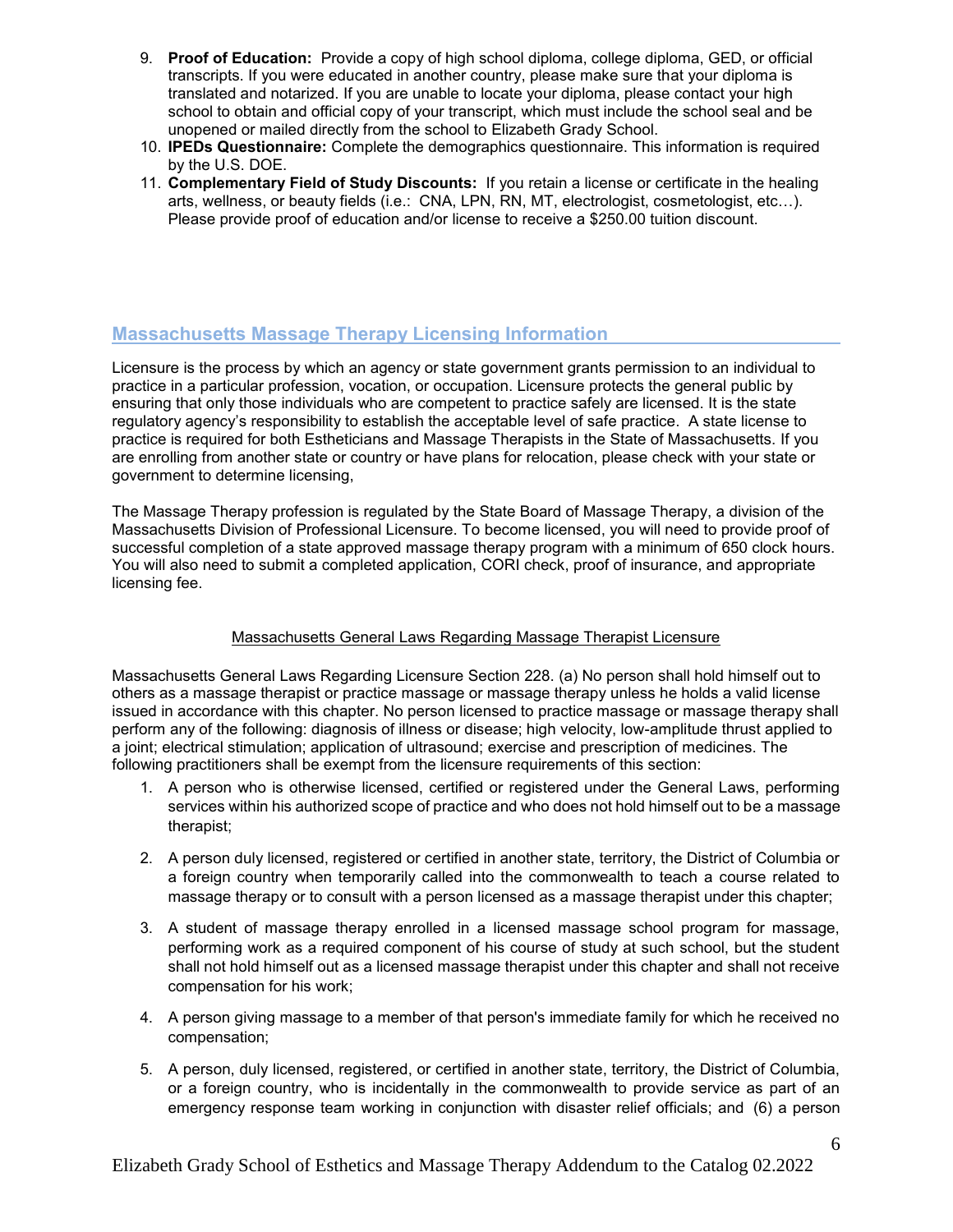9. **Proof of Education:** Provide a copy of high school diploma, college diploma, GED, or official transcripts. If you were educated in another country, please make sure that your diploma is translated and notarized. If you are unable to locate your diploma, please contact your high school to obtain and official copy of your transcript, which must include the school seal and be unopened or mailed directly from the school to Elizabeth Grady School.
10. **IPEDs Questionnaire:** Complete the demographics questionnaire. This information is required by the U.S. DOE.
11. **Complementary Field of Study Discounts:** If you retain a license or certificate in the healing arts, wellness, or beauty fields (i.e.: CNA, LPN, RN, MT, electrologist, cosmetologist, etc…). Please provide proof of education and/or license to receive a $250.00 tuition discount.

## Massachusetts Massage Therapy Licensing Information

Licensure is the process by which an agency or state government grants permission to an individual to practice in a particular profession, vocation, or occupation. Licensure protects the general public by ensuring that only those individuals who are competent to practice safely are licensed. It is the state regulatory agency's responsibility to establish the acceptable level of safe practice. A state license to practice is required for both Estheticians and Massage Therapists in the State of Massachusetts. If you are enrolling from another state or country or have plans for relocation, please check with your state or government to determine licensing,

The Massage Therapy profession is regulated by the State Board of Massage Therapy, a division of the Massachusetts Division of Professional Licensure. To become licensed, you will need to provide proof of successful completion of a state approved massage therapy program with a minimum of 650 clock hours. You will also need to submit a completed application, CORI check, proof of insurance, and appropriate licensing fee.

<u>Massachusetts General Laws Regarding Massage Therapist Licensure</u>

Massachusetts General Laws Regarding Licensure Section 228. (a) No person shall hold himself out to others as a massage therapist or practice massage or massage therapy unless he holds a valid license issued in accordance with this chapter. No person licensed to practice massage or massage therapy shall perform any of the following: diagnosis of illness or disease; high velocity, low-amplitude thrust applied to a joint; electrical stimulation; application of ultrasound; exercise and prescription of medicines. The following practitioners shall be exempt from the licensure requirements of this section:

1. A person who is otherwise licensed, certified or registered under the General Laws, performing services within his authorized scope of practice and who does not hold himself out to be a massage therapist;

2. A person duly licensed, registered or certified in another state, territory, the District of Columbia or a foreign country when temporarily called into the commonwealth to teach a course related to massage therapy or to consult with a person licensed as a massage therapist under this chapter;

3. A student of massage therapy enrolled in a licensed massage school program for massage, performing work as a required component of his course of study at such school, but the student shall not hold himself out as a licensed massage therapist under this chapter and shall not receive compensation for his work;

4. A person giving massage to a member of that person's immediate family for which he received no compensation;

5. A person, duly licensed, registered, or certified in another state, territory, the District of Columbia, or a foreign country, who is incidentally in the commonwealth to provide service as part of an emergency response team working in conjunction with disaster relief officials; and (6) a person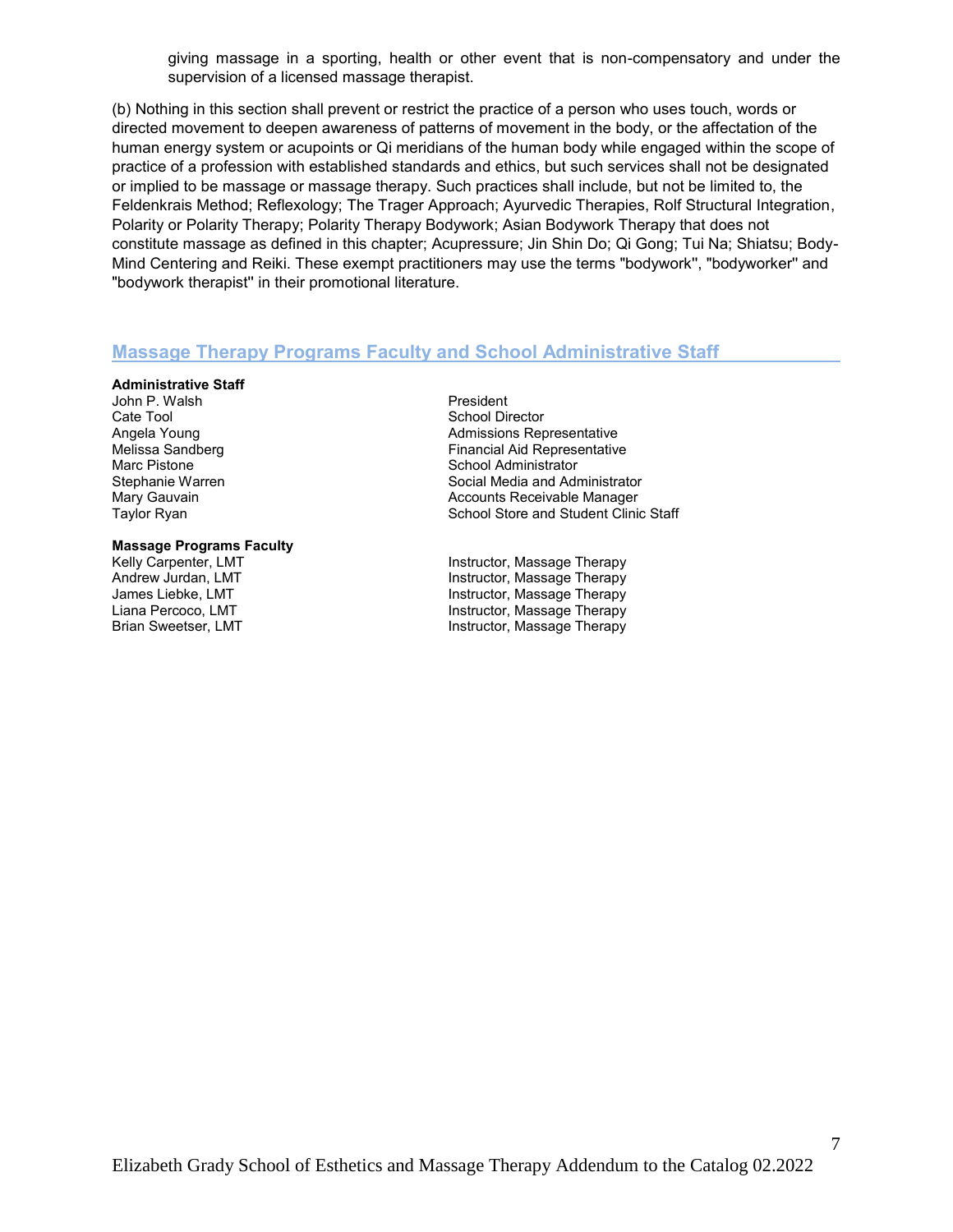giving massage in a sporting, health or other event that is non-compensatory and under the supervision of a licensed massage therapist.

(b) Nothing in this section shall prevent or restrict the practice of a person who uses touch, words or directed movement to deepen awareness of patterns of movement in the body, or the affectation of the human energy system or acupoints or Qi meridians of the human body while engaged within the scope of practice of a profession with established standards and ethics, but such services shall not be designated or implied to be massage or massage therapy. Such practices shall include, but not be limited to, the Feldenkrais Method; Reflexology; The Trager Approach; Ayurvedic Therapies, Rolf Structural Integration, Polarity or Polarity Therapy; Polarity Therapy Bodywork; Asian Bodywork Therapy that does not constitute massage as defined in this chapter; Acupressure; Jin Shin Do; Qi Gong; Tui Na; Shiatsu; Body-Mind Centering and Reiki. These exempt practitioners may use the terms "bodywork", "bodyworker" and "bodywork therapist" in their promotional literature.

## Massage Therapy Programs Faculty and School Administrative Staff

**Administrative Staff**

| | |
|---|---|
| John P. Walsh | President |
| Cate Tool | School Director |
| Angela Young | Admissions Representative |
| Melissa Sandberg | Financial Aid Representative |
| Marc Pistone | School Administrator |
| Stephanie Warren | Social Media and Administrator |
| Mary Gauvain | Accounts Receivable Manager |
| Taylor Ryan | School Store and Student Clinic Staff |

**Massage Programs Faculty**

| | |
|---|---|
| Kelly Carpenter, LMT | Instructor, Massage Therapy |
| Andrew Jurdan, LMT | Instructor, Massage Therapy |
| James Liebke, LMT | Instructor, Massage Therapy |
| Liana Percoco, LMT | Instructor, Massage Therapy |
| Brian Sweetser, LMT | Instructor, Massage Therapy |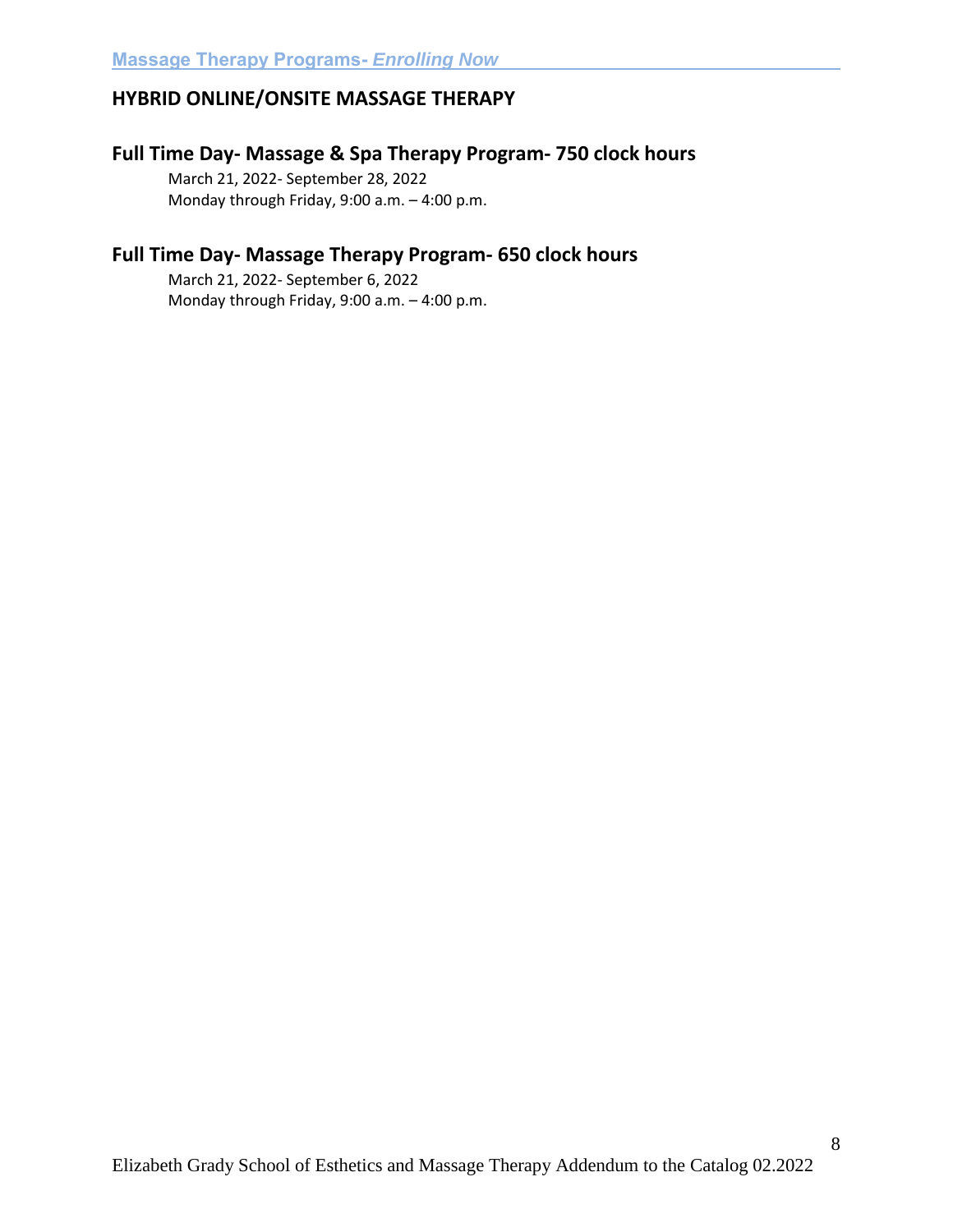## HYBRID ONLINE/ONSITE MASSAGE THERAPY

### Full Time Day- Massage & Spa Therapy Program- 750 clock hours

March 21, 2022- September 28, 2022
Monday through Friday, 9:00 a.m. – 4:00 p.m.

### Full Time Day- Massage Therapy Program- 650 clock hours

March 21, 2022- September 6, 2022
Monday through Friday, 9:00 a.m. – 4:00 p.m.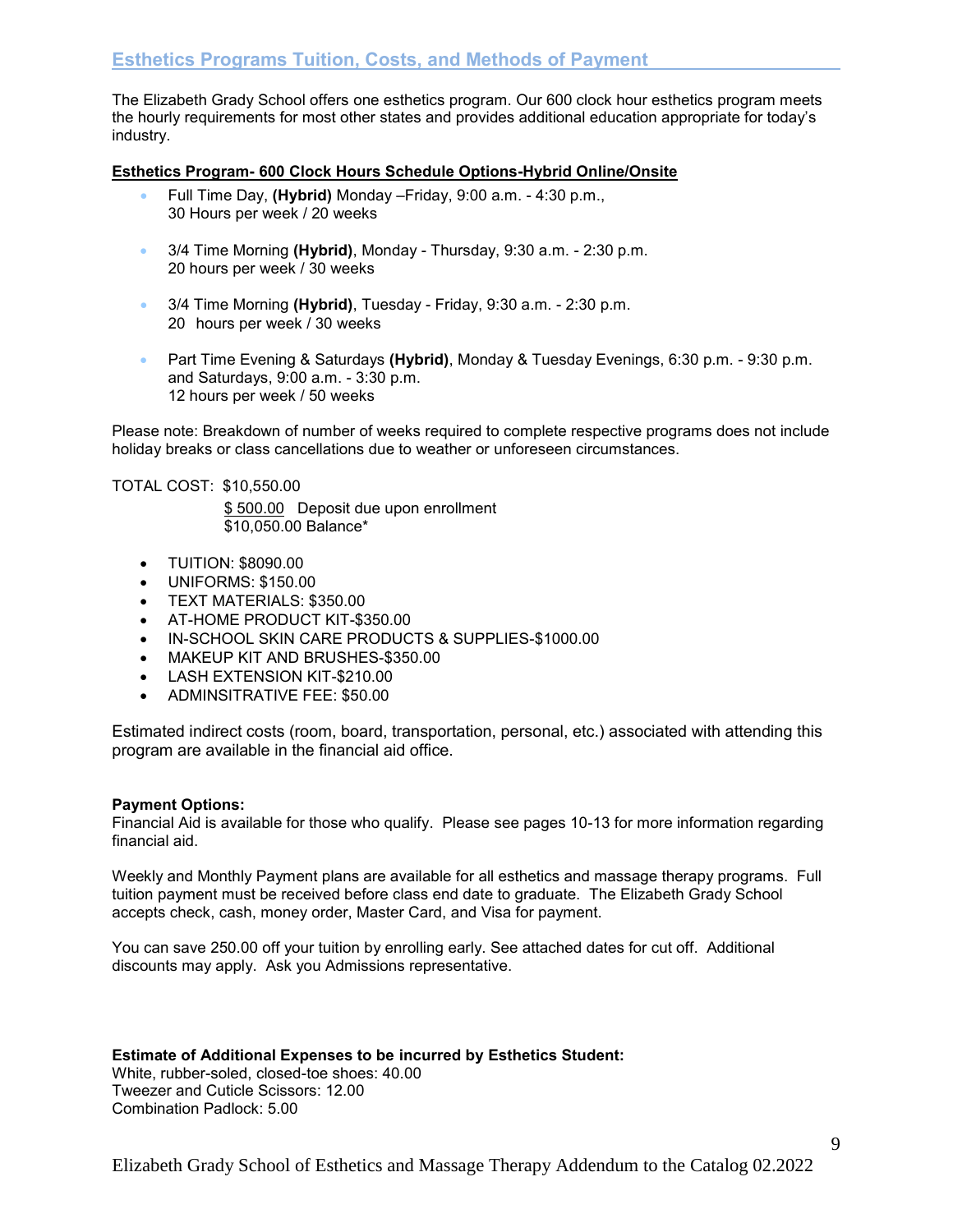## Esthetics Programs Tuition, Costs, and Methods of Payment

The Elizabeth Grady School offers one esthetics program. Our 600 clock hour esthetics program meets the hourly requirements for most other states and provides additional education appropriate for today's industry.

**Esthetics Program- 600 Clock Hours Schedule Options-Hybrid Online/Onsite**

- Full Time Day, **(Hybrid)** Monday –Friday, 9:00 a.m. - 4:30 p.m., 30 Hours per week / 20 weeks
- 3/4 Time Morning **(Hybrid)**, Monday - Thursday, 9:30 a.m. - 2:30 p.m. 20 hours per week / 30 weeks
- 3/4 Time Morning **(Hybrid)**, Tuesday - Friday, 9:30 a.m. - 2:30 p.m. 20 hours per week / 30 weeks
- Part Time Evening & Saturdays **(Hybrid)**, Monday & Tuesday Evenings, 6:30 p.m. - 9:30 p.m. and Saturdays, 9:00 a.m. - 3:30 p.m. 12 hours per week / 50 weeks

Please note: Breakdown of number of weeks required to complete respective programs does not include holiday breaks or class cancellations due to weather or unforeseen circumstances.

TOTAL COST: $10,550.00

$ 500.00 Deposit due upon enrollment
$10,050.00 Balance*

- TUITION: $8090.00
- UNIFORMS: $150.00
- TEXT MATERIALS: $350.00
- AT-HOME PRODUCT KIT-$350.00
- IN-SCHOOL SKIN CARE PRODUCTS & SUPPLIES-$1000.00
- MAKEUP KIT AND BRUSHES-$350.00
- LASH EXTENSION KIT-$210.00
- ADMINSITRATIVE FEE: $50.00

Estimated indirect costs (room, board, transportation, personal, etc.) associated with attending this program are available in the financial aid office.

**Payment Options:**
Financial Aid is available for those who qualify. Please see pages 10-13 for more information regarding financial aid.

Weekly and Monthly Payment plans are available for all esthetics and massage therapy programs. Full tuition payment must be received before class end date to graduate. The Elizabeth Grady School accepts check, cash, money order, Master Card, and Visa for payment.

You can save 250.00 off your tuition by enrolling early. See attached dates for cut off. Additional discounts may apply. Ask you Admissions representative.

**Estimate of Additional Expenses to be incurred by Esthetics Student:**
White, rubber-soled, closed-toe shoes: 40.00
Tweezer and Cuticle Scissors: 12.00
Combination Padlock: 5.00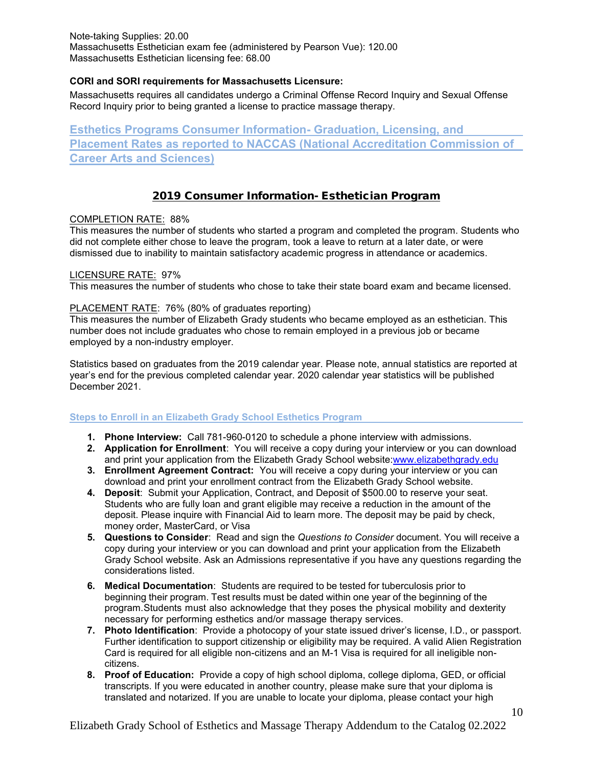Note-taking Supplies: 20.00
Massachusetts Esthetician exam fee (administered by Pearson Vue): 120.00
Massachusetts Esthetician licensing fee: 68.00

**CORI and SORI requirements for Massachusetts Licensure:**

Massachusetts requires all candidates undergo a Criminal Offense Record Inquiry and Sexual Offense Record Inquiry prior to being granted a license to practice massage therapy.

## Esthetics Programs Consumer Information- Graduation, Licensing, and Placement Rates as reported to NACCAS (National Accreditation Commission of Career Arts and Sciences)

### 2019 Consumer Information- Esthetician Program

COMPLETION RATE: 88%
This measures the number of students who started a program and completed the program. Students who did not complete either chose to leave the program, took a leave to return at a later date, or were dismissed due to inability to maintain satisfactory academic progress in attendance or academics.

LICENSURE RATE: 97%
This measures the number of students who chose to take their state board exam and became licensed.

PLACEMENT RATE: 76% (80% of graduates reporting)
This measures the number of Elizabeth Grady students who became employed as an esthetician. This number does not include graduates who chose to remain employed in a previous job or became employed by a non-industry employer.

Statistics based on graduates from the 2019 calendar year. Please note, annual statistics are reported at year's end for the previous completed calendar year. 2020 calendar year statistics will be published December 2021.

### Steps to Enroll in an Elizabeth Grady School Esthetics Program

1. **Phone Interview:** Call 781-960-0120 to schedule a phone interview with admissions.
2. **Application for Enrollment**: You will receive a copy during your interview or you can download and print your application from the Elizabeth Grady School website:www.elizabethgrady.edu
3. **Enrollment Agreement Contract:** You will receive a copy during your interview or you can download and print your enrollment contract from the Elizabeth Grady School website.
4. **Deposit**: Submit your Application, Contract, and Deposit of $500.00 to reserve your seat. Students who are fully loan and grant eligible may receive a reduction in the amount of the deposit. Please inquire with Financial Aid to learn more. The deposit may be paid by check, money order, MasterCard, or Visa
5. **Questions to Consider**: Read and sign the *Questions to Consider* document. You will receive a copy during your interview or you can download and print your application from the Elizabeth Grady School website. Ask an Admissions representative if you have any questions regarding the considerations listed.
6. **Medical Documentation**: Students are required to be tested for tuberculosis prior to beginning their program. Test results must be dated within one year of the beginning of the program.Students must also acknowledge that they poses the physical mobility and dexterity necessary for performing esthetics and/or massage therapy services.
7. **Photo Identification**: Provide a photocopy of your state issued driver's license, I.D., or passport. Further identification to support citizenship or eligibility may be required. A valid Alien Registration Card is required for all eligible non-citizens and an M-1 Visa is required for all ineligible non-citizens.
8. **Proof of Education:** Provide a copy of high school diploma, college diploma, GED, or official transcripts. If you were educated in another country, please make sure that your diploma is translated and notarized. If you are unable to locate your diploma, please contact your high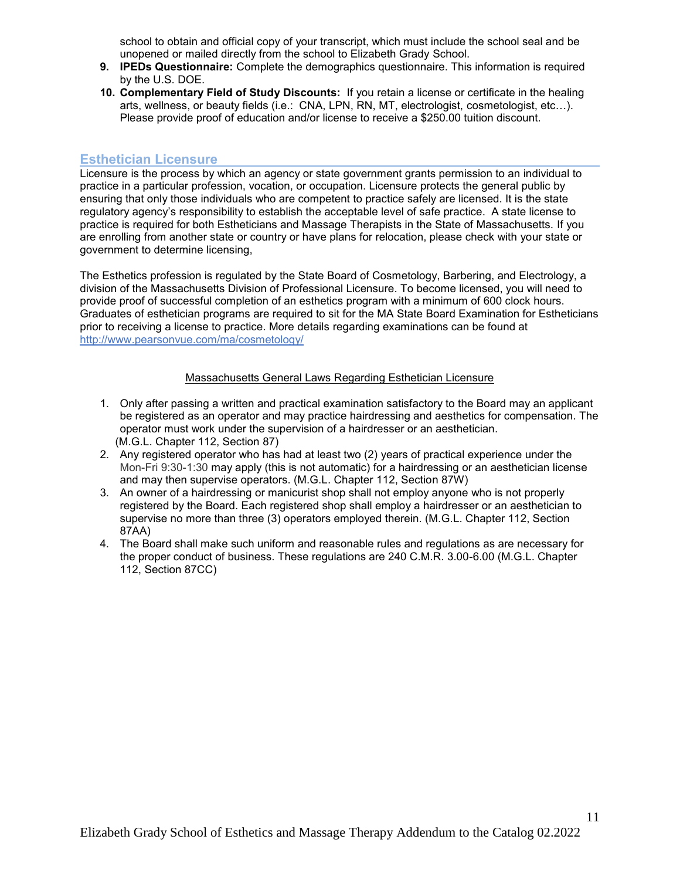school to obtain and official copy of your transcript, which must include the school seal and be unopened or mailed directly from the school to Elizabeth Grady School.

9. **IPEDs Questionnaire:** Complete the demographics questionnaire. This information is required by the U.S. DOE.
10. **Complementary Field of Study Discounts:** If you retain a license or certificate in the healing arts, wellness, or beauty fields (i.e.: CNA, LPN, RN, MT, electrologist, cosmetologist, etc…). Please provide proof of education and/or license to receive a $250.00 tuition discount.

## Esthetician Licensure

Licensure is the process by which an agency or state government grants permission to an individual to practice in a particular profession, vocation, or occupation. Licensure protects the general public by ensuring that only those individuals who are competent to practice safely are licensed. It is the state regulatory agency's responsibility to establish the acceptable level of safe practice. A state license to practice is required for both Estheticians and Massage Therapists in the State of Massachusetts. If you are enrolling from another state or country or have plans for relocation, please check with your state or government to determine licensing,

The Esthetics profession is regulated by the State Board of Cosmetology, Barbering, and Electrology, a division of the Massachusetts Division of Professional Licensure. To become licensed, you will need to provide proof of successful completion of an esthetics program with a minimum of 600 clock hours. Graduates of esthetician programs are required to sit for the MA State Board Examination for Estheticians prior to receiving a license to practice. More details regarding examinations can be found at http://www.pearsonvue.com/ma/cosmetology/

Massachusetts General Laws Regarding Esthetician Licensure

1. Only after passing a written and practical examination satisfactory to the Board may an applicant be registered as an operator and may practice hairdressing and aesthetics for compensation. The operator must work under the supervision of a hairdresser or an aesthetician. (M.G.L. Chapter 112, Section 87)
2. Any registered operator who has had at least two (2) years of practical experience under the Mon-Fri 9:30-1:30 may apply (this is not automatic) for a hairdressing or an aesthetician license and may then supervise operators. (M.G.L. Chapter 112, Section 87W)
3. An owner of a hairdressing or manicurist shop shall not employ anyone who is not properly registered by the Board. Each registered shop shall employ a hairdresser or an aesthetician to supervise no more than three (3) operators employed therein. (M.G.L. Chapter 112, Section 87AA)
4. The Board shall make such uniform and reasonable rules and regulations as are necessary for the proper conduct of business. These regulations are 240 C.M.R. 3.00-6.00 (M.G.L. Chapter 112, Section 87CC)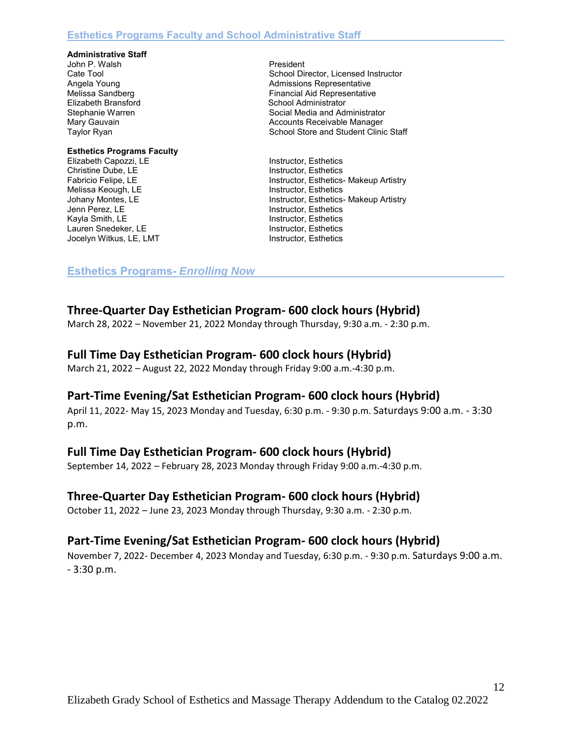## Esthetics Programs Faculty and School Administrative Staff

**Administrative Staff**

| | |
|---|---|
| John P. Walsh | President |
| Cate Tool | School Director, Licensed Instructor |
| Angela Young | Admissions Representative |
| Melissa Sandberg | Financial Aid Representative |
| Elizabeth Bransford | School Administrator |
| Stephanie Warren | Social Media and Administrator |
| Mary Gauvain | Accounts Receivable Manager |
| Taylor Ryan | School Store and Student Clinic Staff |

**Esthetics Programs Faculty**

| | |
|---|---|
| Elizabeth Capozzi, LE | Instructor, Esthetics |
| Christine Dube, LE | Instructor, Esthetics |
| Fabricio Felipe, LE | Instructor, Esthetics- Makeup Artistry |
| Melissa Keough, LE | Instructor, Esthetics |
| Johany Montes, LE | Instructor, Esthetics- Makeup Artistry |
| Jenn Perez, LE | Instructor, Esthetics |
| Kayla Smith, LE | Instructor, Esthetics |
| Lauren Snedeker, LE | Instructor, Esthetics |
| Jocelyn Witkus, LE, LMT | Instructor, Esthetics |

## Esthetics Programs- *Enrolling Now*

### Three-Quarter Day Esthetician Program- 600 clock hours (Hybrid)

March 28, 2022 – November 21, 2022 Monday through Thursday, 9:30 a.m. - 2:30 p.m.

### Full Time Day Esthetician Program- 600 clock hours (Hybrid)

March 21, 2022 – August 22, 2022 Monday through Friday 9:00 a.m.-4:30 p.m.

### Part-Time Evening/Sat Esthetician Program- 600 clock hours (Hybrid)

April 11, 2022- May 15, 2023 Monday and Tuesday, 6:30 p.m. - 9:30 p.m. Saturdays 9:00 a.m. - 3:30 p.m.

### Full Time Day Esthetician Program- 600 clock hours (Hybrid)

September 14, 2022 – February 28, 2023 Monday through Friday 9:00 a.m.-4:30 p.m.

### Three-Quarter Day Esthetician Program- 600 clock hours (Hybrid)

October 11, 2022 – June 23, 2023 Monday through Thursday, 9:30 a.m. - 2:30 p.m.

### Part-Time Evening/Sat Esthetician Program- 600 clock hours (Hybrid)

November 7, 2022- December 4, 2023 Monday and Tuesday, 6:30 p.m. - 9:30 p.m. Saturdays 9:00 a.m. - 3:30 p.m.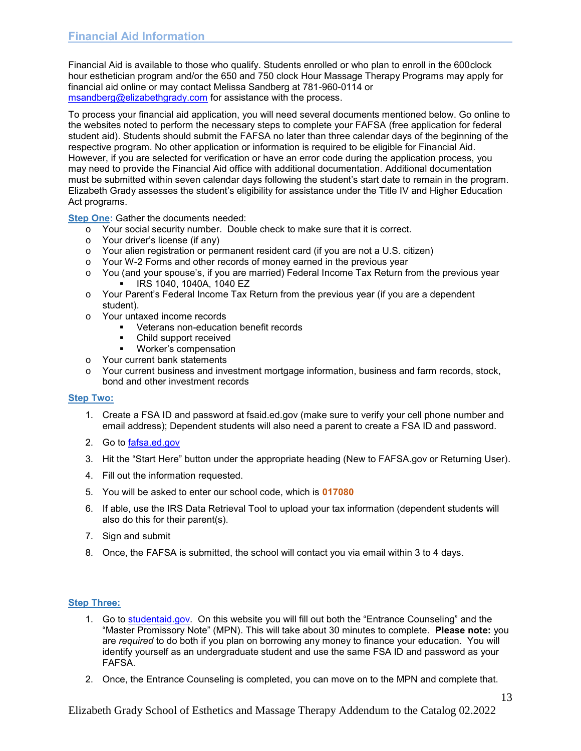## Financial Aid Information

Financial Aid is available to those who qualify. Students enrolled or who plan to enroll in the 600clock hour esthetician program and/or the 650 and 750 clock Hour Massage Therapy Programs may apply for financial aid online or may contact Melissa Sandberg at 781-960-0114 or msandberg@elizabethgrady.com for assistance with the process.

To process your financial aid application, you will need several documents mentioned below. Go online to the websites noted to perform the necessary steps to complete your FAFSA (free application for federal student aid). Students should submit the FAFSA no later than three calendar days of the beginning of the respective program. No other application or information is required to be eligible for Financial Aid. However, if you are selected for verification or have an error code during the application process, you may need to provide the Financial Aid office with additional documentation. Additional documentation must be submitted within seven calendar days following the student's start date to remain in the program. Elizabeth Grady assesses the student's eligibility for assistance under the Title IV and Higher Education Act programs.

**Step One:** Gather the documents needed:

- Your social security number. Double check to make sure that it is correct.
- Your driver's license (if any)
- Your alien registration or permanent resident card (if you are not a U.S. citizen)
- Your W-2 Forms and other records of money earned in the previous year
- You (and your spouse's, if you are married) Federal Income Tax Return from the previous year
  - IRS 1040, 1040A, 1040 EZ
- Your Parent's Federal Income Tax Return from the previous year (if you are a dependent student).
- Your untaxed income records
  - Veterans non-education benefit records
  - Child support received
  - Worker's compensation
- Your current bank statements
- Your current business and investment mortgage information, business and farm records, stock, bond and other investment records

**Step Two:**

1. Create a FSA ID and password at fsaid.ed.gov (make sure to verify your cell phone number and email address); Dependent students will also need a parent to create a FSA ID and password.
2. Go to fafsa.ed.gov
3. Hit the "Start Here" button under the appropriate heading (New to FAFSA.gov or Returning User).
4. Fill out the information requested.
5. You will be asked to enter our school code, which is **017080**
6. If able, use the IRS Data Retrieval Tool to upload your tax information (dependent students will also do this for their parent(s).
7. Sign and submit
8. Once, the FAFSA is submitted, the school will contact you via email within 3 to 4 days.

**Step Three:**

1. Go to studentaid.gov. On this website you will fill out both the "Entrance Counseling" and the "Master Promissory Note" (MPN). This will take about 30 minutes to complete. **Please note:** you are *required* to do both if you plan on borrowing any money to finance your education. You will identify yourself as an undergraduate student and use the same FSA ID and password as your FAFSA.
2. Once, the Entrance Counseling is completed, you can move on to the MPN and complete that.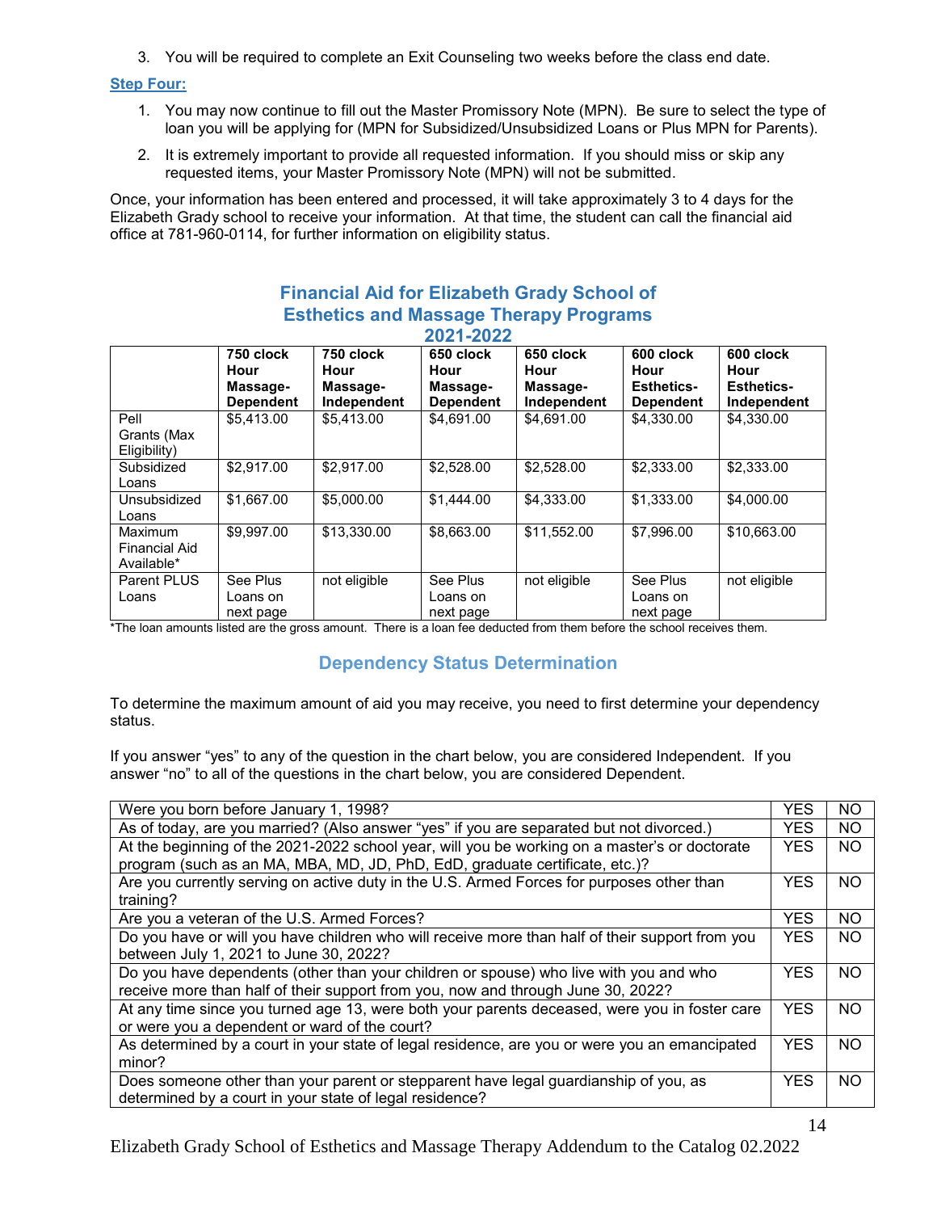3. You will be required to complete an Exit Counseling two weeks before the class end date.

**Step Four:**

1. You may now continue to fill out the Master Promissory Note (MPN). Be sure to select the type of loan you will be applying for (MPN for Subsidized/Unsubsidized Loans or Plus MPN for Parents).
2. It is extremely important to provide all requested information. If you should miss or skip any requested items, your Master Promissory Note (MPN) will not be submitted.

Once, your information has been entered and processed, it will take approximately 3 to 4 days for the Elizabeth Grady school to receive your information. At that time, the student can call the financial aid office at 781-960-0114, for further information on eligibility status.

## Financial Aid for Elizabeth Grady School of Esthetics and Massage Therapy Programs 2021-2022

| | 750 clock Hour Massage-Dependent | 750 clock Hour Massage-Independent | 650 clock Hour Massage-Dependent | 650 clock Hour Massage-Independent | 600 clock Hour Esthetics-Dependent | 600 clock Hour Esthetics-Independent |
|---|---|---|---|---|---|---|
| Pell Grants (Max Eligibility) | $5,413.00 | $5,413.00 | $4,691.00 | $4,691.00 | $4,330.00 | $4,330.00 |
| Subsidized Loans | $2,917.00 | $2,917.00 | $2,528.00 | $2,528.00 | $2,333.00 | $2,333.00 |
| Unsubsidized Loans | $1,667.00 | $5,000.00 | $1,444.00 | $4,333.00 | $1,333.00 | $4,000.00 |
| Maximum Financial Aid Available* | $9,997.00 | $13,330.00 | $8,663.00 | $11,552.00 | $7,996.00 | $10,663.00 |
| Parent PLUS Loans | See Plus Loans on next page | not eligible | See Plus Loans on next page | not eligible | See Plus Loans on next page | not eligible |

*The loan amounts listed are the gross amount. There is a loan fee deducted from them before the school receives them.

## Dependency Status Determination

To determine the maximum amount of aid you may receive, you need to first determine your dependency status.

If you answer "yes" to any of the question in the chart below, you are considered Independent. If you answer "no" to all of the questions in the chart below, you are considered Dependent.

| | | |
|---|---|---|
| Were you born before January 1, 1998? | YES | NO |
| As of today, are you married? (Also answer "yes" if you are separated but not divorced.) | YES | NO |
| At the beginning of the 2021-2022 school year, will you be working on a master's or doctorate program (such as an MA, MBA, MD, JD, PhD, EdD, graduate certificate, etc.)? | YES | NO |
| Are you currently serving on active duty in the U.S. Armed Forces for purposes other than training? | YES | NO |
| Are you a veteran of the U.S. Armed Forces? | YES | NO |
| Do you have or will you have children who will receive more than half of their support from you between July 1, 2021 to June 30, 2022? | YES | NO |
| Do you have dependents (other than your children or spouse) who live with you and who receive more than half of their support from you, now and through June 30, 2022? | YES | NO |
| At any time since you turned age 13, were both your parents deceased, were you in foster care or were you a dependent or ward of the court? | YES | NO |
| As determined by a court in your state of legal residence, are you or were you an emancipated minor? | YES | NO |
| Does someone other than your parent or stepparent have legal guardianship of you, as determined by a court in your state of legal residence? | YES | NO |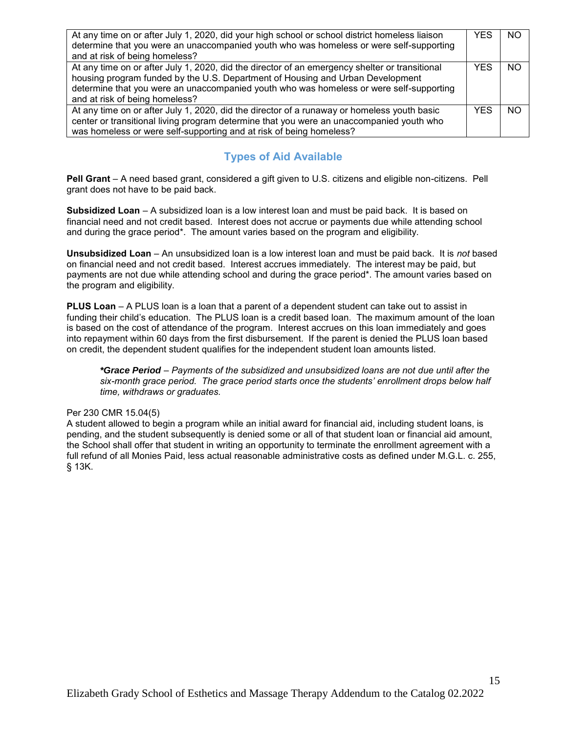| | | |
|---|---|---|
| At any time on or after July 1, 2020, did your high school or school district homeless liaison determine that you were an unaccompanied youth who was homeless or were self-supporting and at risk of being homeless? | YES | NO |
| At any time on or after July 1, 2020, did the director of an emergency shelter or transitional housing program funded by the U.S. Department of Housing and Urban Development determine that you were an unaccompanied youth who was homeless or were self-supporting and at risk of being homeless? | YES | NO |
| At any time on or after July 1, 2020, did the director of a runaway or homeless youth basic center or transitional living program determine that you were an unaccompanied youth who was homeless or were self-supporting and at risk of being homeless? | YES | NO |

## Types of Aid Available

**Pell Grant** – A need based grant, considered a gift given to U.S. citizens and eligible non-citizens. Pell grant does not have to be paid back.

**Subsidized Loan** – A subsidized loan is a low interest loan and must be paid back. It is based on financial need and not credit based. Interest does not accrue or payments due while attending school and during the grace period*. The amount varies based on the program and eligibility.

**Unsubsidized Loan** – An unsubsidized loan is a low interest loan and must be paid back. It is *not* based on financial need and not credit based. Interest accrues immediately. The interest may be paid, but payments are not due while attending school and during the grace period*. The amount varies based on the program and eligibility.

**PLUS Loan** – A PLUS loan is a loan that a parent of a dependent student can take out to assist in funding their child's education. The PLUS loan is a credit based loan. The maximum amount of the loan is based on the cost of attendance of the program. Interest accrues on this loan immediately and goes into repayment within 60 days from the first disbursement. If the parent is denied the PLUS loan based on credit, the dependent student qualifies for the independent student loan amounts listed.

> ***Grace Period** – *Payments of the subsidized and unsubsidized loans are not due until after the six-month grace period. The grace period starts once the students' enrollment drops below half time, withdraws or graduates.*

Per 230 CMR 15.04(5)
A student allowed to begin a program while an initial award for financial aid, including student loans, is pending, and the student subsequently is denied some or all of that student loan or financial aid amount, the School shall offer that student in writing an opportunity to terminate the enrollment agreement with a full refund of all Monies Paid, less actual reasonable administrative costs as defined under M.G.L. c. 255, § 13K.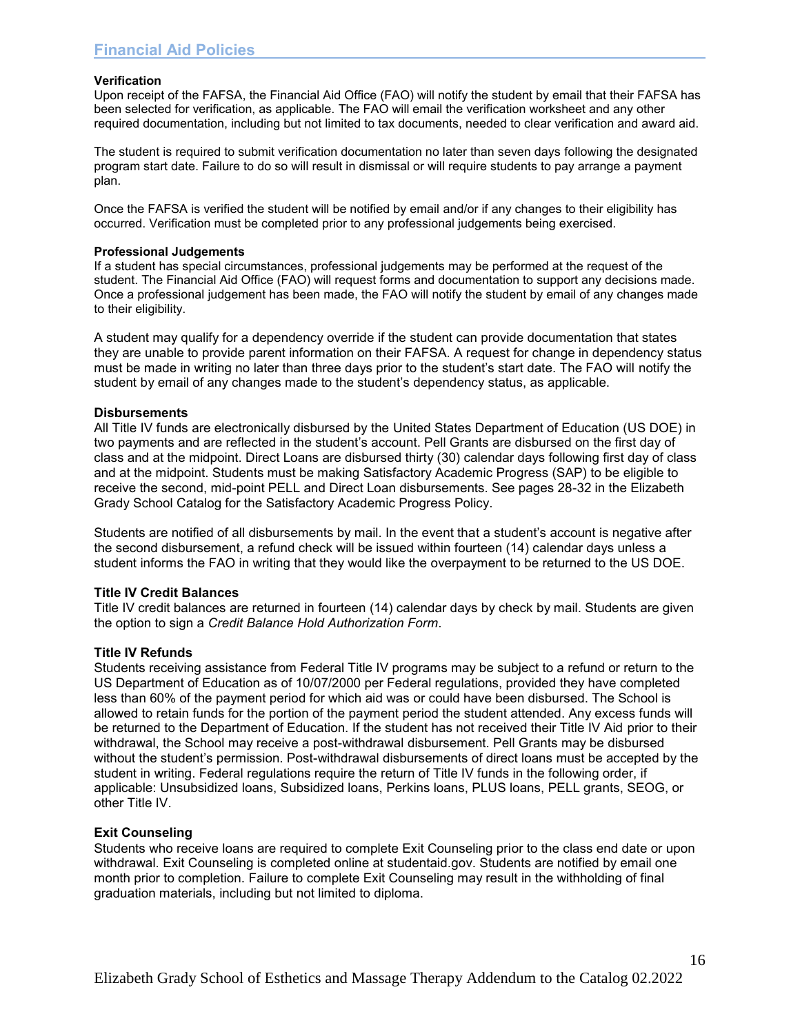## Financial Aid Policies

**Verification**
Upon receipt of the FAFSA, the Financial Aid Office (FAO) will notify the student by email that their FAFSA has been selected for verification, as applicable. The FAO will email the verification worksheet and any other required documentation, including but not limited to tax documents, needed to clear verification and award aid.

The student is required to submit verification documentation no later than seven days following the designated program start date. Failure to do so will result in dismissal or will require students to pay arrange a payment plan.

Once the FAFSA is verified the student will be notified by email and/or if any changes to their eligibility has occurred. Verification must be completed prior to any professional judgements being exercised.

**Professional Judgements**
If a student has special circumstances, professional judgements may be performed at the request of the student. The Financial Aid Office (FAO) will request forms and documentation to support any decisions made. Once a professional judgement has been made, the FAO will notify the student by email of any changes made to their eligibility.

A student may qualify for a dependency override if the student can provide documentation that states they are unable to provide parent information on their FAFSA. A request for change in dependency status must be made in writing no later than three days prior to the student's start date. The FAO will notify the student by email of any changes made to the student's dependency status, as applicable.

**Disbursements**
All Title IV funds are electronically disbursed by the United States Department of Education (US DOE) in two payments and are reflected in the student's account. Pell Grants are disbursed on the first day of class and at the midpoint. Direct Loans are disbursed thirty (30) calendar days following first day of class and at the midpoint. Students must be making Satisfactory Academic Progress (SAP) to be eligible to receive the second, mid-point PELL and Direct Loan disbursements. See pages 28-32 in the Elizabeth Grady School Catalog for the Satisfactory Academic Progress Policy.

Students are notified of all disbursements by mail. In the event that a student's account is negative after the second disbursement, a refund check will be issued within fourteen (14) calendar days unless a student informs the FAO in writing that they would like the overpayment to be returned to the US DOE.

**Title IV Credit Balances**
Title IV credit balances are returned in fourteen (14) calendar days by check by mail. Students are given the option to sign a *Credit Balance Hold Authorization Form*.

**Title IV Refunds**
Students receiving assistance from Federal Title IV programs may be subject to a refund or return to the US Department of Education as of 10/07/2000 per Federal regulations, provided they have completed less than 60% of the payment period for which aid was or could have been disbursed. The School is allowed to retain funds for the portion of the payment period the student attended. Any excess funds will be returned to the Department of Education. If the student has not received their Title IV Aid prior to their withdrawal, the School may receive a post-withdrawal disbursement. Pell Grants may be disbursed without the student's permission. Post-withdrawal disbursements of direct loans must be accepted by the student in writing. Federal regulations require the return of Title IV funds in the following order, if applicable: Unsubsidized loans, Subsidized loans, Perkins loans, PLUS loans, PELL grants, SEOG, or other Title IV.

**Exit Counseling**
Students who receive loans are required to complete Exit Counseling prior to the class end date or upon withdrawal. Exit Counseling is completed online at studentaid.gov. Students are notified by email one month prior to completion. Failure to complete Exit Counseling may result in the withholding of final graduation materials, including but not limited to diploma.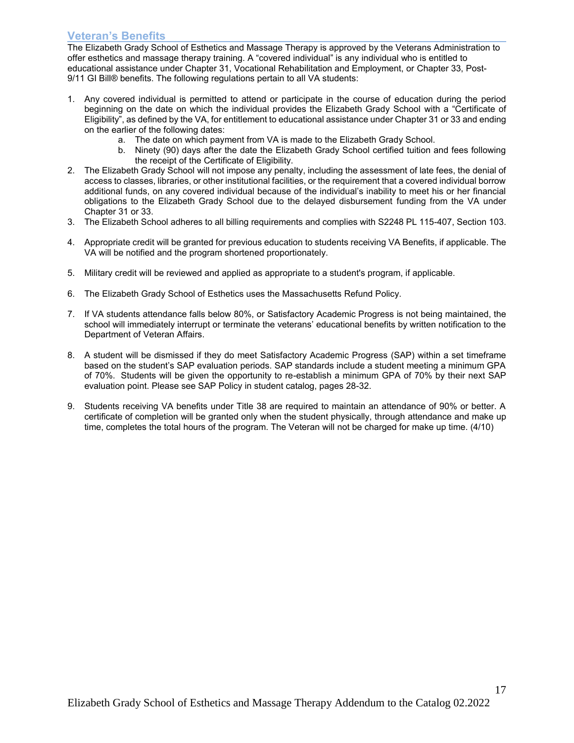## Veteran's Benefits

The Elizabeth Grady School of Esthetics and Massage Therapy is approved by the Veterans Administration to offer esthetics and massage therapy training. A "covered individual" is any individual who is entitled to educational assistance under Chapter 31, Vocational Rehabilitation and Employment, or Chapter 33, Post-9/11 GI Bill® benefits. The following regulations pertain to all VA students:

1. Any covered individual is permitted to attend or participate in the course of education during the period beginning on the date on which the individual provides the Elizabeth Grady School with a "Certificate of Eligibility", as defined by the VA, for entitlement to educational assistance under Chapter 31 or 33 and ending on the earlier of the following dates:
   a. The date on which payment from VA is made to the Elizabeth Grady School.
   b. Ninety (90) days after the date the Elizabeth Grady School certified tuition and fees following the receipt of the Certificate of Eligibility.
2. The Elizabeth Grady School will not impose any penalty, including the assessment of late fees, the denial of access to classes, libraries, or other institutional facilities, or the requirement that a covered individual borrow additional funds, on any covered individual because of the individual's inability to meet his or her financial obligations to the Elizabeth Grady School due to the delayed disbursement funding from the VA under Chapter 31 or 33.
3. The Elizabeth School adheres to all billing requirements and complies with S2248 PL 115-407, Section 103.
4. Appropriate credit will be granted for previous education to students receiving VA Benefits, if applicable. The VA will be notified and the program shortened proportionately.
5. Military credit will be reviewed and applied as appropriate to a student's program, if applicable.
6. The Elizabeth Grady School of Esthetics uses the Massachusetts Refund Policy.
7. If VA students attendance falls below 80%, or Satisfactory Academic Progress is not being maintained, the school will immediately interrupt or terminate the veterans' educational benefits by written notification to the Department of Veteran Affairs.
8. A student will be dismissed if they do meet Satisfactory Academic Progress (SAP) within a set timeframe based on the student's SAP evaluation periods. SAP standards include a student meeting a minimum GPA of 70%. Students will be given the opportunity to re-establish a minimum GPA of 70% by their next SAP evaluation point. Please see SAP Policy in student catalog, pages 28-32.
9. Students receiving VA benefits under Title 38 are required to maintain an attendance of 90% or better. A certificate of completion will be granted only when the student physically, through attendance and make up time, completes the total hours of the program. The Veteran will not be charged for make up time. (4/10)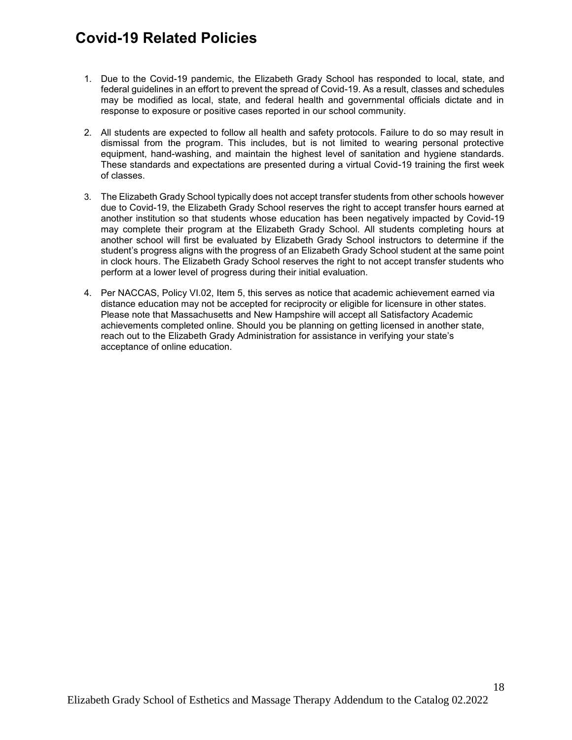# Covid-19 Related Policies

1. Due to the Covid-19 pandemic, the Elizabeth Grady School has responded to local, state, and federal guidelines in an effort to prevent the spread of Covid-19. As a result, classes and schedules may be modified as local, state, and federal health and governmental officials dictate and in response to exposure or positive cases reported in our school community.

2. All students are expected to follow all health and safety protocols. Failure to do so may result in dismissal from the program. This includes, but is not limited to wearing personal protective equipment, hand-washing, and maintain the highest level of sanitation and hygiene standards. These standards and expectations are presented during a virtual Covid-19 training the first week of classes.

3. The Elizabeth Grady School typically does not accept transfer students from other schools however due to Covid-19, the Elizabeth Grady School reserves the right to accept transfer hours earned at another institution so that students whose education has been negatively impacted by Covid-19 may complete their program at the Elizabeth Grady School. All students completing hours at another school will first be evaluated by Elizabeth Grady School instructors to determine if the student's progress aligns with the progress of an Elizabeth Grady School student at the same point in clock hours. The Elizabeth Grady School reserves the right to not accept transfer students who perform at a lower level of progress during their initial evaluation.

4. Per NACCAS, Policy VI.02, Item 5, this serves as notice that academic achievement earned via distance education may not be accepted for reciprocity or eligible for licensure in other states. Please note that Massachusetts and New Hampshire will accept all Satisfactory Academic achievements completed online. Should you be planning on getting licensed in another state, reach out to the Elizabeth Grady Administration for assistance in verifying your state's acceptance of online education.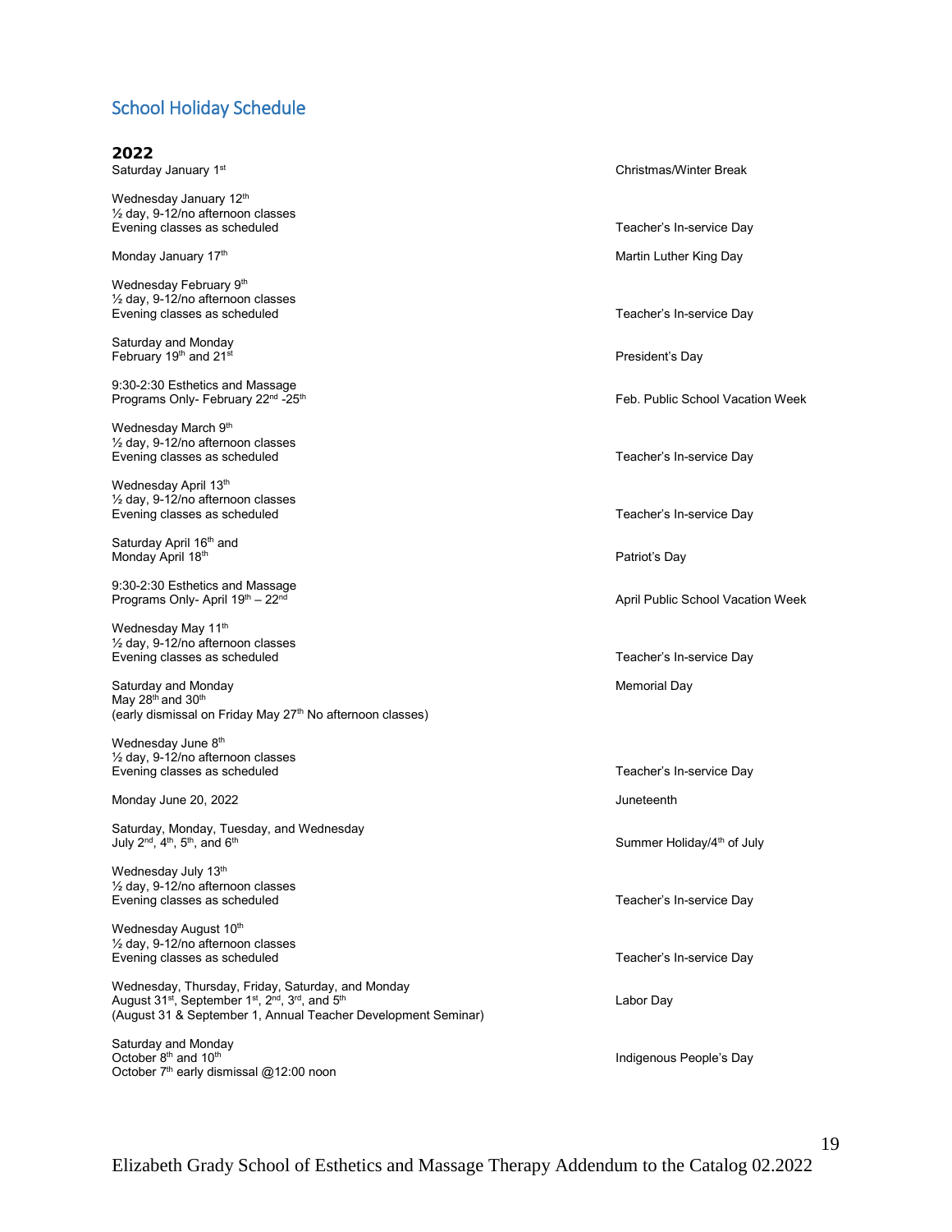## School Holiday Schedule

### 2022

| Date | Holiday |
|---|---|
| Saturday January 1st | Christmas/Winter Break |
| Wednesday January 12th<br>½ day, 9-12/no afternoon classes<br>Evening classes as scheduled | Teacher's In-service Day |
| Monday January 17th | Martin Luther King Day |
| Wednesday February 9th<br>½ day, 9-12/no afternoon classes<br>Evening classes as scheduled | Teacher's In-service Day |
| Saturday and Monday<br>February 19th and 21st | President's Day |
| 9:30-2:30 Esthetics and Massage Programs Only- February 22nd -25th | Feb. Public School Vacation Week |
| Wednesday March 9th<br>½ day, 9-12/no afternoon classes<br>Evening classes as scheduled | Teacher's In-service Day |
| Wednesday April 13th<br>½ day, 9-12/no afternoon classes<br>Evening classes as scheduled | Teacher's In-service Day |
| Saturday April 16th and<br>Monday April 18th | Patriot's Day |
| 9:30-2:30 Esthetics and Massage Programs Only- April 19th – 22nd | April Public School Vacation Week |
| Wednesday May 11th<br>½ day, 9-12/no afternoon classes<br>Evening classes as scheduled | Teacher's In-service Day |
| Saturday and Monday<br>May 28th and 30th<br>(early dismissal on Friday May 27th No afternoon classes) | Memorial Day |
| Wednesday June 8th<br>½ day, 9-12/no afternoon classes<br>Evening classes as scheduled | Teacher's In-service Day |
| Monday June 20, 2022 | Juneteenth |
| Saturday, Monday, Tuesday, and Wednesday<br>July 2nd, 4th, 5th, and 6th | Summer Holiday/4th of July |
| Wednesday July 13th<br>½ day, 9-12/no afternoon classes<br>Evening classes as scheduled | Teacher's In-service Day |
| Wednesday August 10th<br>½ day, 9-12/no afternoon classes<br>Evening classes as scheduled | Teacher's In-service Day |
| Wednesday, Thursday, Friday, Saturday, and Monday<br>August 31st, September 1st, 2nd, 3rd, and 5th<br>(August 31 & September 1, Annual Teacher Development Seminar) | Labor Day |
| Saturday and Monday<br>October 8th and 10th<br>October 7th early dismissal @12:00 noon | Indigenous People's Day |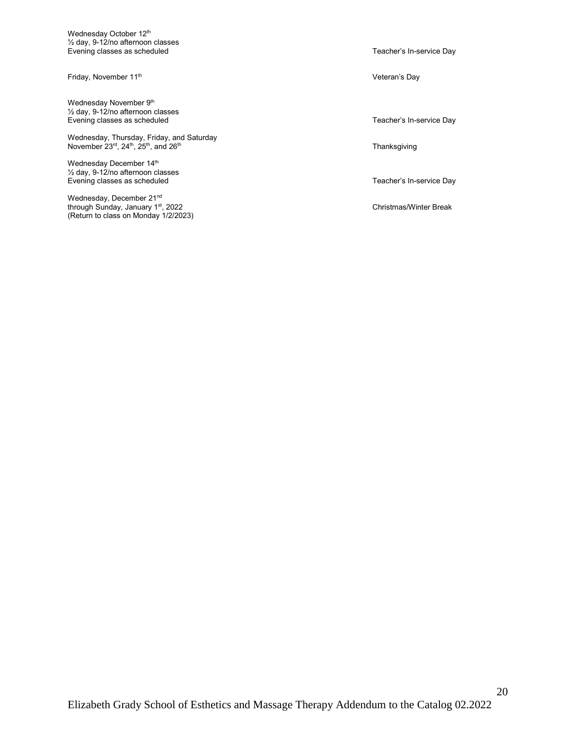| | |
|---|---|
| Wednesday October 12th<br>½ day, 9-12/no afternoon classes<br>Evening classes as scheduled | Teacher's In-service Day |
| Friday, November 11th | Veteran's Day |
| Wednesday November 9th<br>½ day, 9-12/no afternoon classes<br>Evening classes as scheduled | Teacher's In-service Day |
| Wednesday, Thursday, Friday, and Saturday<br>November 23rd, 24th, 25th, and 26th | Thanksgiving |
| Wednesday December 14th<br>½ day, 9-12/no afternoon classes<br>Evening classes as scheduled | Teacher's In-service Day |
| Wednesday, December 21nd<br>through Sunday, January 1st, 2022<br>(Return to class on Monday 1/2/2023) | Christmas/Winter Break |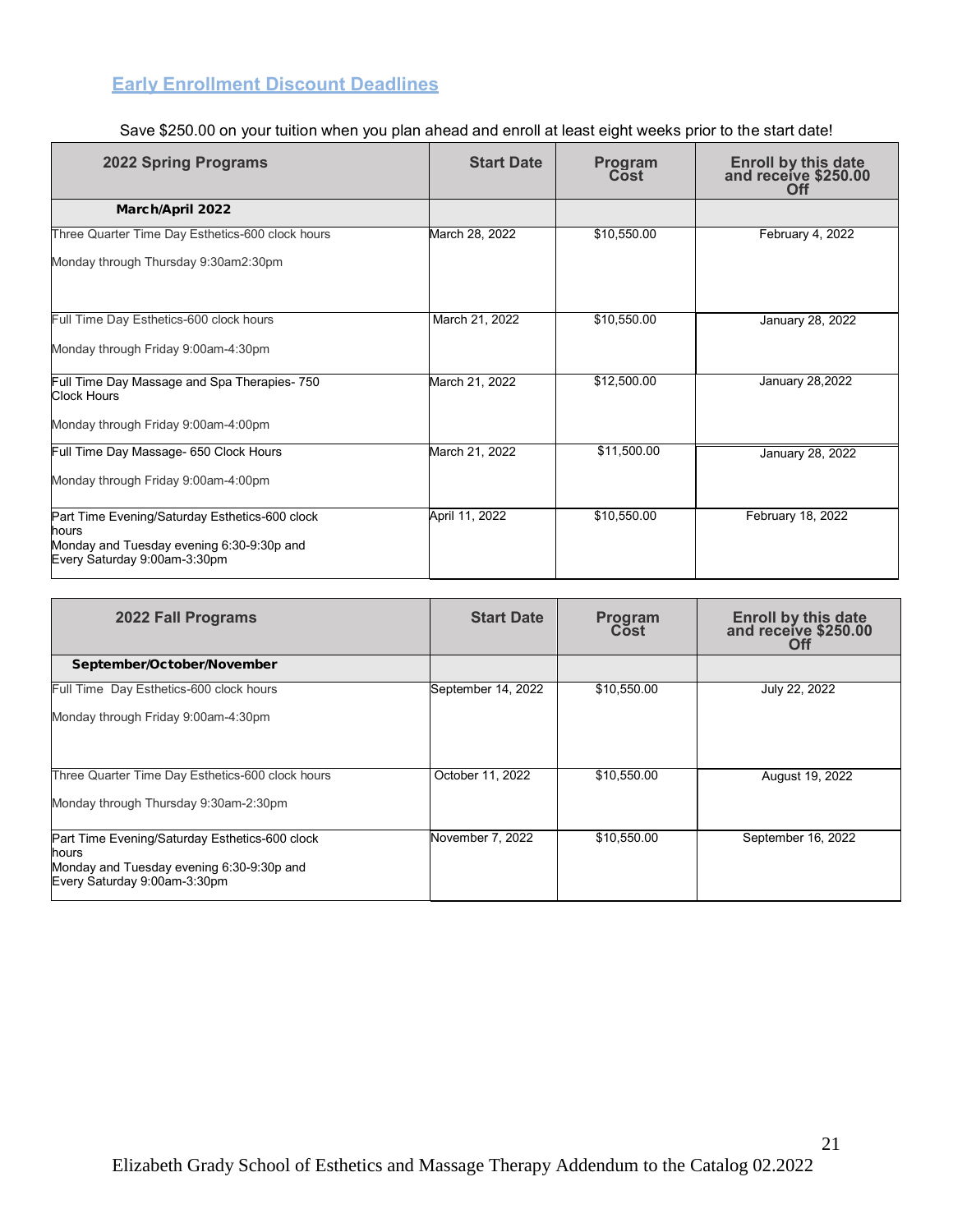## Early Enrollment Discount Deadlines

Save $250.00 on your tuition when you plan ahead and enroll at least eight weeks prior to the start date!

| 2022 Spring Programs | Start Date | Program Cost | Enroll by this date and receive $250.00 Off |
|---|---|---|---|
| **March/April 2022** | | | |
| Three Quarter Time Day Esthetics-600 clock hours<br>Monday through Thursday 9:30am2:30pm | March 28, 2022 | $10,550.00 | February 4, 2022 |
| Full Time Day Esthetics-600 clock hours<br>Monday through Friday 9:00am-4:30pm | March 21, 2022 | $10,550.00 | January 28, 2022 |
| Full Time Day Massage and Spa Therapies- 750 Clock Hours<br>Monday through Friday 9:00am-4:00pm | March 21, 2022 | $12,500.00 | January 28,2022 |
| Full Time Day Massage- 650 Clock Hours<br>Monday through Friday 9:00am-4:00pm | March 21, 2022 | $11,500.00 | January 28, 2022 |
| Part Time Evening/Saturday Esthetics-600 clock hours<br>Monday and Tuesday evening 6:30-9:30p and Every Saturday 9:00am-3:30pm | April 11, 2022 | $10,550.00 | February 18, 2022 |

| 2022 Fall Programs | Start Date | Program Cost | Enroll by this date and receive $250.00 Off |
|---|---|---|---|
| **September/October/November** | | | |
| Full Time Day Esthetics-600 clock hours<br>Monday through Friday 9:00am-4:30pm | September 14, 2022 | $10,550.00 | July 22, 2022 |
| Three Quarter Time Day Esthetics-600 clock hours<br>Monday through Thursday 9:30am-2:30pm | October 11, 2022 | $10,550.00 | August 19, 2022 |
| Part Time Evening/Saturday Esthetics-600 clock hours<br>Monday and Tuesday evening 6:30-9:30p and Every Saturday 9:00am-3:30pm | November 7, 2022 | $10,550.00 | September 16, 2022 |